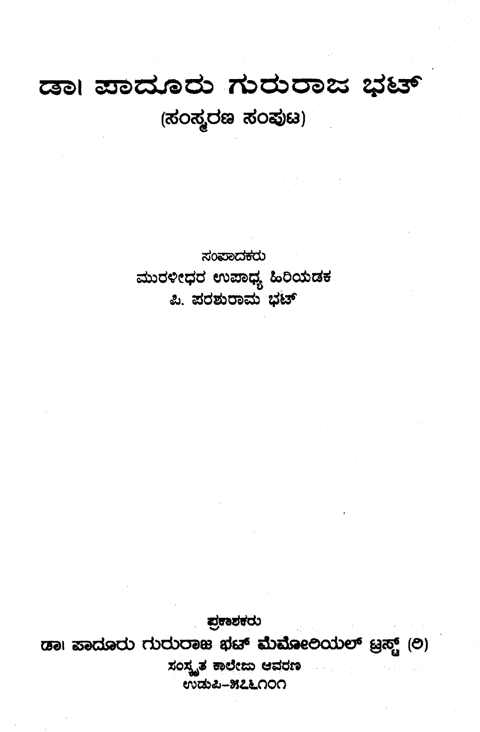# ಡಾ। ಪಾದೂರು ಗುರುರಾಜ ಭಟ್

(ಸಂಸ್ಮರಣ ಸಂಪುಟ)

ಸಂಪಾದಕರು

ಮುರಳೀಧರ ಉಪಾಧ್ಯ ಹಿರಿಯಡಕ

ಪಿ. ಪರಶುರಾಮ ಭಟ್

ಪ್ರಕಾಶಕರು

**ಡಾ। ಪಾದೂರು ಗುರುರಾಜ ಭಟ್ ಮೆಮೋರಿಯಲ್ ಟ್ರಸ್ಟ್ (ರಿ)**

ಸಂಸ್ಕೃತ ಕಾಲೇಜು ಆವರಣ

ಉಡುಪಿ–೫೭೬೧೦೧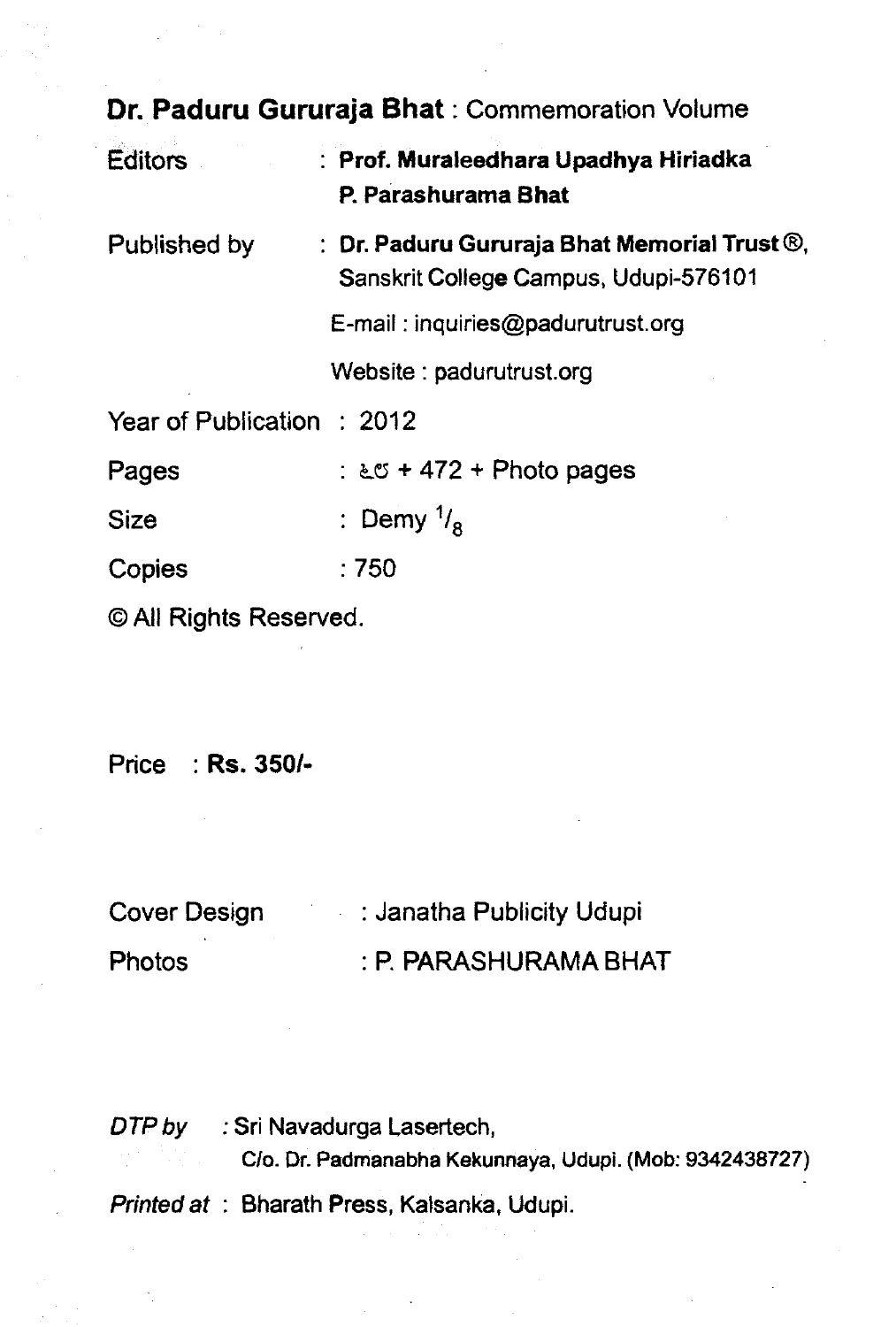**Dr. Paduru Gururaja Bhat** : Commemoration Volume

Editors : **Prof. Muraleedhara Upadhya Hiriadka**
**P. Parashurama Bhat**

Published by : **Dr. Paduru Gururaja Bhat Memorial Trust ®**,
Sanskrit College Campus, Udupi-576101

E-mail : inquiries@padurutrust.org

Website : padurutrust.org

Year of Publication : 2012

Pages : ೬೮ + 472 + Photo pages

Size : Demy $^{1}/_{8}$

Copies : 750

© All Rights Reserved.

Price : **Rs. 350/-**

Cover Design : Janatha Publicity Udupi

Photos : P. PARASHURAMA BHAT

*DTP by* : Sri Navadurga Lasertech,
C/o. Dr. Padmanabha Kekunnaya, Udupi. (Mob: 9342438727)

*Printed at* : Bharath Press, Kalsanka, Udupi.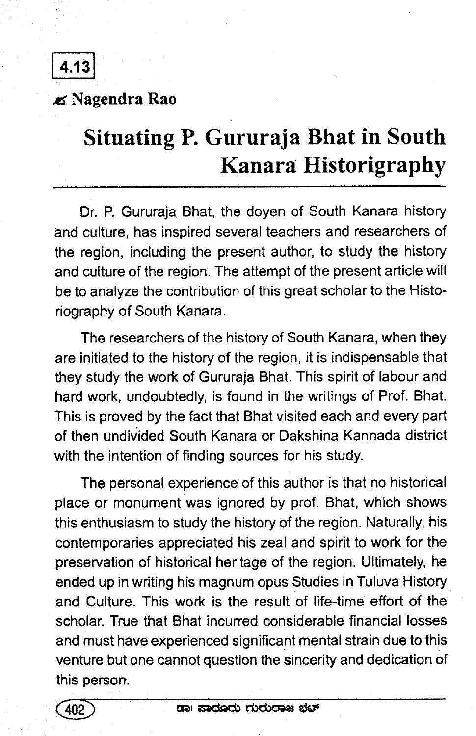4.13

✍ **Nagendra Rao**

# Situating P. Gururaja Bhat in South Kanara Historigraphy

Dr. P. Gururaja Bhat, the doyen of South Kanara history and culture, has inspired several teachers and researchers of the region, including the present author, to study the history and culture of the region. The attempt of the present article will be to analyze the contribution of this great scholar to the Historiography of South Kanara.

The researchers of the history of South Kanara, when they are initiated to the history of the region, it is indispensable that they study the work of Gururaja Bhat. This spirit of labour and hard work, undoubtedly, is found in the writings of Prof. Bhat. This is proved by the fact that Bhat visited each and every part of then undivided South Kanara or Dakshina Kannada district with the intention of finding sources for his study.

The personal experience of this author is that no historical place or monument was ignored by prof. Bhat, which shows this enthusiasm to study the history of the region. Naturally, his contemporaries appreciated his zeal and spirit to work for the preservation of historical heritage of the region. Ultimately, he ended up in writing his magnum opus Studies in Tuluva History and Culture. This work is the result of life-time effort of the scholar. True that Bhat incurred considerable financial losses and must have experienced significant mental strain due to this venture but one cannot question the sincerity and dedication of this person.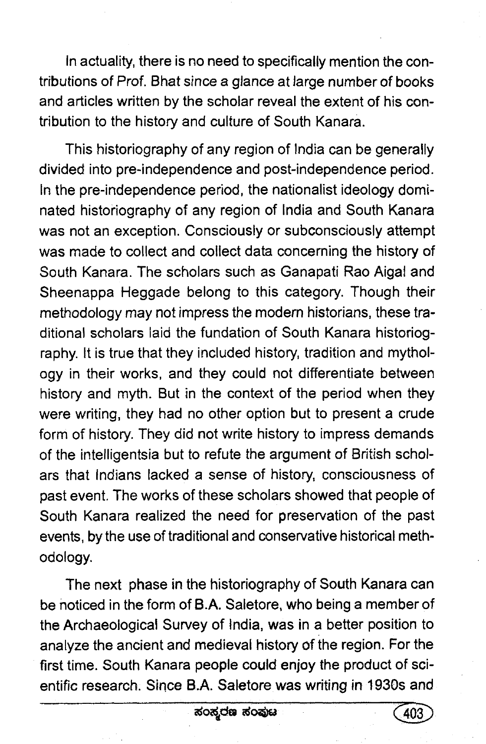In actuality, there is no need to specifically mention the contributions of Prof. Bhat since a glance at large number of books and articles written by the scholar reveal the extent of his contribution to the history and culture of South Kanara.

This historiography of any region of India can be generally divided into pre-independence and post-independence period. In the pre-independence period, the nationalist ideology dominated historiography of any region of India and South Kanara was not an exception. Consciously or subconsciously attempt was made to collect and collect data concerning the history of South Kanara. The scholars such as Ganapati Rao Aigal and Sheenappa Heggade belong to this category. Though their methodology may not impress the modern historians, these traditional scholars laid the fundation of South Kanara historiography. It is true that they included history, tradition and mythology in their works, and they could not differentiate between history and myth. But in the context of the period when they were writing, they had no other option but to present a crude form of history. They did not write history to impress demands of the intelligentsia but to refute the argument of British scholars that Indians lacked a sense of history, consciousness of past event. The works of these scholars showed that people of South Kanara realized the need for preservation of the past events, by the use of traditional and conservative historical methodology.

The next phase in the historiography of South Kanara can be noticed in the form of B.A. Saletore, who being a member of the Archaeological Survey of India, was in a better position to analyze the ancient and medieval history of the region. For the first time. South Kanara people could enjoy the product of scientific research. Since B.A. Saletore was writing in 1930s and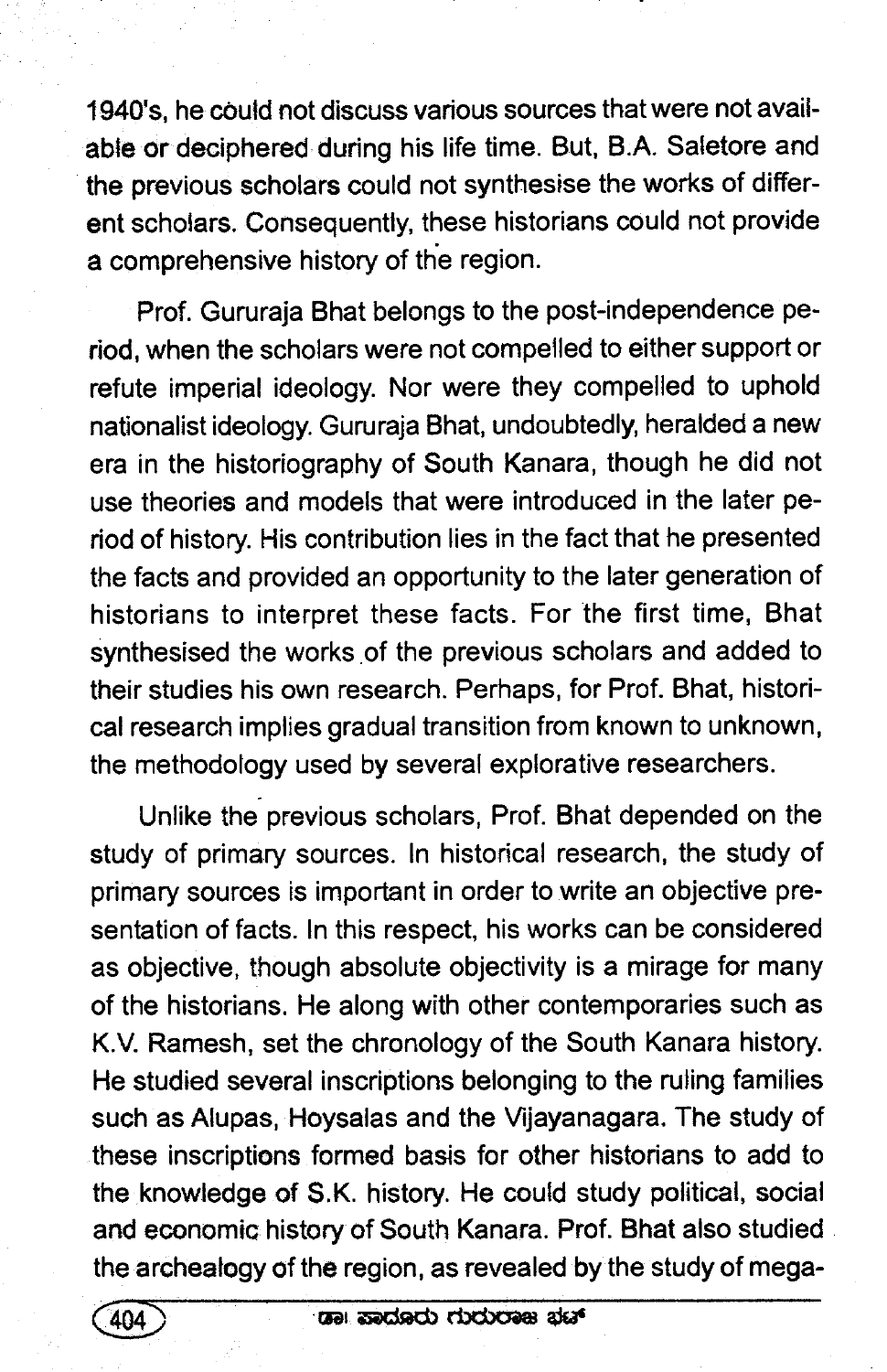1940's, he could not discuss various sources that were not available or deciphered during his life time. But, B.A. Saletore and the previous scholars could not synthesise the works of different scholars. Consequently, these historians could not provide a comprehensive history of the region.

Prof. Gururaja Bhat belongs to the post-independence period, when the scholars were not compelled to either support or refute imperial ideology. Nor were they compelled to uphold nationalist ideology. Gururaja Bhat, undoubtedly, heralded a new era in the historiography of South Kanara, though he did not use theories and models that were introduced in the later period of history. His contribution lies in the fact that he presented the facts and provided an opportunity to the later generation of historians to interpret these facts. For the first time, Bhat synthesised the works of the previous scholars and added to their studies his own research. Perhaps, for Prof. Bhat, historical research implies gradual transition from known to unknown, the methodology used by several explorative researchers.

Unlike the previous scholars, Prof. Bhat depended on the study of primary sources. In historical research, the study of primary sources is important in order to write an objective presentation of facts. In this respect, his works can be considered as objective, though absolute objectivity is a mirage for many of the historians. He along with other contemporaries such as K.V. Ramesh, set the chronology of the South Kanara history. He studied several inscriptions belonging to the ruling families such as Alupas, Hoysalas and the Vijayanagara. The study of these inscriptions formed basis for other historians to add to the knowledge of S.K. history. He could study political, social and economic history of South Kanara. Prof. Bhat also studied the archealogy of the region, as revealed by the study of mega-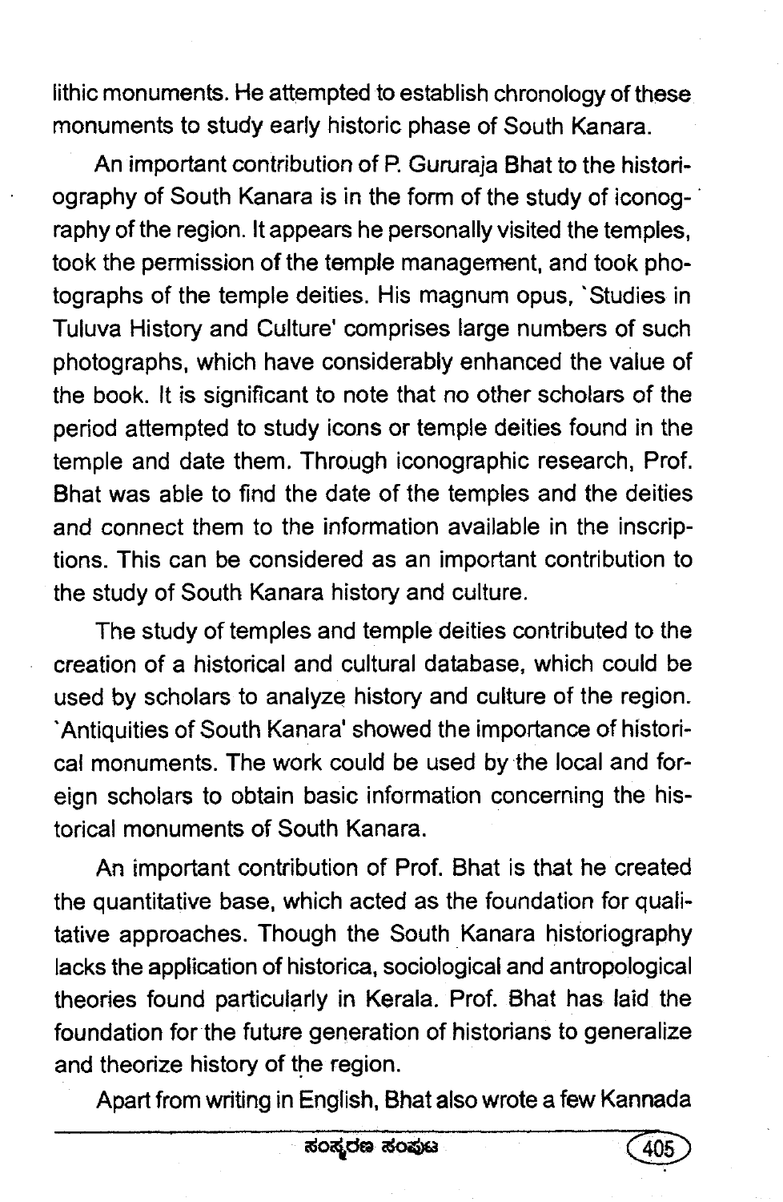lithic monuments. He attempted to establish chronology of these monuments to study early historic phase of South Kanara.

An important contribution of P. Gururaja Bhat to the historiography of South Kanara is in the form of the study of iconography of the region. It appears he personally visited the temples, took the permission of the temple management, and took photographs of the temple deities. His magnum opus, `Studies in Tuluva History and Culture' comprises large numbers of such photographs, which have considerably enhanced the value of the book. It is significant to note that no other scholars of the period attempted to study icons or temple deities found in the temple and date them. Through iconographic research, Prof. Bhat was able to find the date of the temples and the deities and connect them to the information available in the inscriptions. This can be considered as an important contribution to the study of South Kanara history and culture.

The study of temples and temple deities contributed to the creation of a historical and cultural database, which could be used by scholars to analyze history and culture of the region. `Antiquities of South Kanara' showed the importance of historical monuments. The work could be used by the local and foreign scholars to obtain basic information concerning the historical monuments of South Kanara.

An important contribution of Prof. Bhat is that he created the quantitative base, which acted as the foundation for qualitative approaches. Though the South Kanara historiography lacks the application of historica, sociological and antropological theories found particularly in Kerala. Prof. Bhat has laid the foundation for the future generation of historians to generalize and theorize history of the region.

Apart from writing in English, Bhat also wrote a few Kannada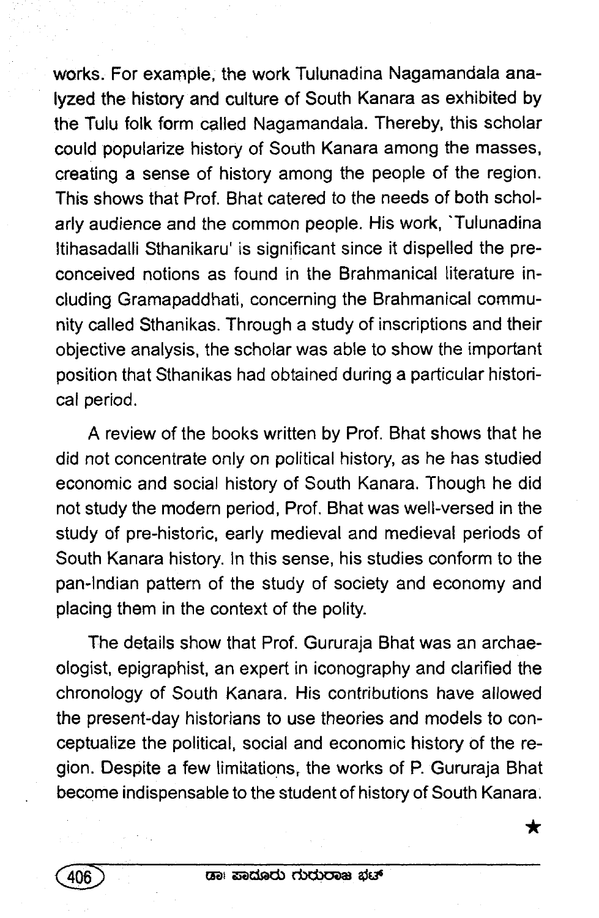works. For example, the work Tulunadina Nagamandala analyzed the history and culture of South Kanara as exhibited by the Tulu folk form called Nagamandala. Thereby, this scholar could popularize history of South Kanara among the masses, creating a sense of history among the people of the region. This shows that Prof. Bhat catered to the needs of both scholarly audience and the common people. His work, `Tulunadina Itihasadalli Sthanikaru' is significant since it dispelled the preconceived notions as found in the Brahmanical literature including Gramapaddhati, concerning the Brahmanical community called Sthanikas. Through a study of inscriptions and their objective analysis, the scholar was able to show the important position that Sthanikas had obtained during a particular historical period.

A review of the books written by Prof. Bhat shows that he did not concentrate only on political history, as he has studied economic and social history of South Kanara. Though he did not study the modern period, Prof. Bhat was well-versed in the study of pre-historic, early medieval and medieval periods of South Kanara history. In this sense, his studies conform to the pan-Indian pattern of the study of society and economy and placing them in the context of the polity.

The details show that Prof. Gururaja Bhat was an archaeologist, epigraphist, an expert in iconography and clarified the chronology of South Kanara. His contributions have allowed the present-day historians to use theories and models to conceptualize the political, social and economic history of the region. Despite a few limitations, the works of P. Gururaja Bhat become indispensable to the student of history of South Kanara.

★